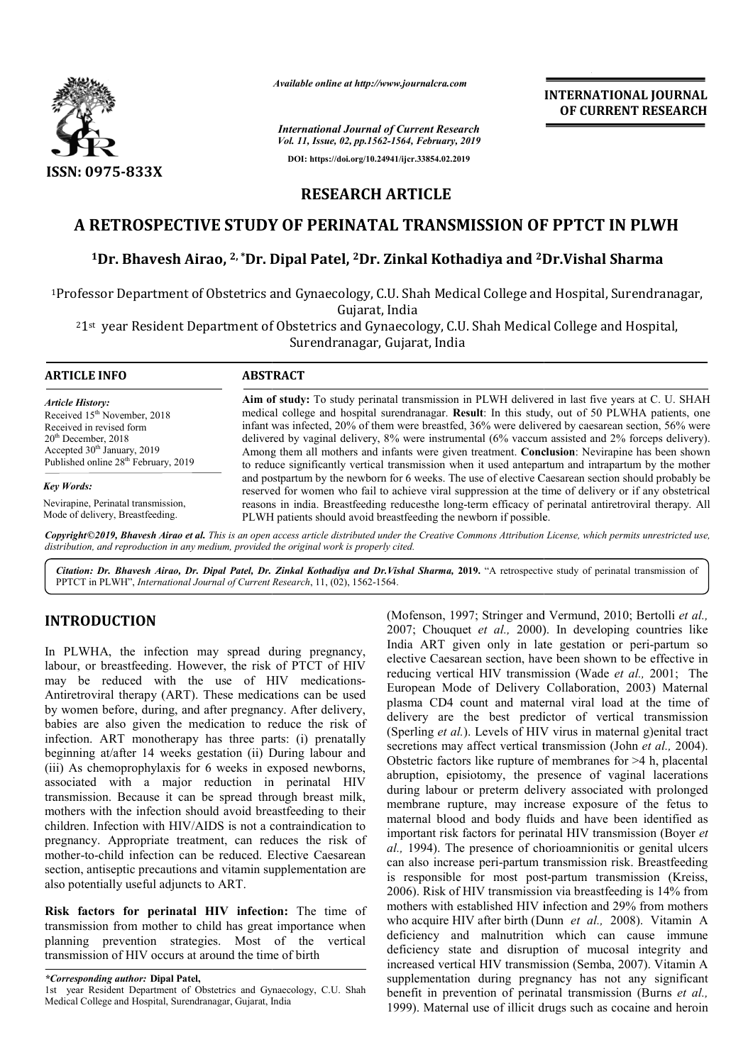ISSN: 0975-833X

*Available online at http://www.journalcra.com*

*International Journal of Current Research*
*Vol. 11, Issue, 02, pp.1562-1564, February, 2019*

**DOI: https://doi.org/10.24941/ijcr.33854.02.2019**

**INTERNATIONAL JOURNAL OF CURRENT RESEARCH**

## RESEARCH ARTICLE

# A RETROSPECTIVE STUDY OF PERINATAL TRANSMISSION OF PPTCT IN PLWH

**[1]Dr. Bhavesh Airao, [2,*]Dr. Dipal Patel, [2]Dr. Zinkal Kothadiya and [2]Dr.Vishal Sharma**

[1]Professor Department of Obstetrics and Gynaecology, C.U. Shah Medical College and Hospital, Surendranagar, Gujarat, India

[2]1st year Resident Department of Obstetrics and Gynaecology, C.U. Shah Medical College and Hospital, Surendranagar, Gujarat, India

**ARTICLE INFO**

*Article History:*
Received 15th November, 2018
Received in revised form
20th December, 2018
Accepted 30th January, 2019
Published online 28th February, 2019

*Key Words:*
Nevirapine, Perinatal transmission, Mode of delivery, Breastfeeding.

**ABSTRACT**

**Aim of study:** To study perinatal transmission in PLWH delivered in last five years at C. U. SHAH medical college and hospital surendranagar. **Result**: In this study, out of 50 PLWHA patients, one infant was infected, 20% of them were breastfed, 36% were delivered by caesarean section, 56% were delivered by vaginal delivery, 8% were instrumental (6% vaccum assisted and 2% forceps delivery). Among them all mothers and infants were given treatment. **Conclusion**: Nevirapine has been shown to reduce significantly vertical transmission when it used antepartum and intrapartum by the mother and postpartum by the newborn for 6 weeks. The use of elective Caesarean section should probably be reserved for women who fail to achieve viral suppression at the time of delivery or if any obstetrical reasons in india. Breastfeeding reducesthe long-term efficacy of perinatal antiretroviral therapy. All PLWH patients should avoid breastfeeding the newborn if possible.

*Copyright©2019, Bhavesh Airao et al. This is an open access article distributed under the Creative Commons Attribution License, which permits unrestricted use, distribution, and reproduction in any medium, provided the original work is properly cited.*

***Citation: Dr. Bhavesh Airao, Dr. Dipal Patel, Dr. Zinkal Kothadiya and Dr.Vishal Sharma,*** **2019.** "A retrospective study of perinatal transmission of PPTCT in PLWH", *International Journal of Current Research*, 11, (02), 1562-1564.

## INTRODUCTION

In PLWHA, the infection may spread during pregnancy, labour, or breastfeeding. However, the risk of PTCT of HIV may be reduced with the use of HIV medications-Antiretroviral therapy (ART). These medications can be used by women before, during, and after pregnancy. After delivery, babies are also given the medication to reduce the risk of infection. ART monotherapy has three parts: (i) prenatally beginning at/after 14 weeks gestation (ii) During labour and (iii) As chemoprophylaxis for 6 weeks in exposed newborns, associated with a major reduction in perinatal HIV transmission. Because it can be spread through breast milk, mothers with the infection should avoid breastfeeding to their children. Infection with HIV/AIDS is not a contraindication to pregnancy. Appropriate treatment, can reduces the risk of mother-to-child infection can be reduced. Elective Caesarean section, antiseptic precautions and vitamin supplementation are also potentially useful adjuncts to ART.

**Risk factors for perinatal HIV infection:** The time of transmission from mother to child has great importance when planning prevention strategies. Most of the vertical transmission of HIV occurs at around the time of birth (Mofenson, 1997; Stringer and Vermund, 2010; Bertolli *et al.,* 2007; Chouquet *et al.,* 2000). In developing countries like India ART given only in late gestation or peri-partum so elective Caesarean section, have been shown to be effective in reducing vertical HIV transmission (Wade *et al.,* 2001; The European Mode of Delivery Collaboration, 2003) Maternal plasma CD4 count and maternal viral load at the time of delivery are the best predictor of vertical transmission (Sperling *et al.*). Levels of HIV virus in maternal g)enital tract secretions may affect vertical transmission (John *et al.,* 2004). Obstetric factors like rupture of membranes for >4 h, placental abruption, episiotomy, the presence of vaginal lacerations during labour or preterm delivery associated with prolonged membrane rupture, may increase exposure of the fetus to maternal blood and body fluids and have been identified as important risk factors for perinatal HIV transmission (Boyer *et al.,* 1994). The presence of chorioamnionitis or genital ulcers can also increase peri-partum transmission risk. Breastfeeding is responsible for most post-partum transmission (Kreiss, 2006). Risk of HIV transmission via breastfeeding is 14% from mothers with established HIV infection and 29% from mothers who acquire HIV after birth (Dunn *et al.,* 2008). Vitamin A deficiency and malnutrition which can cause immune deficiency state and disruption of mucosal integrity and increased vertical HIV transmission (Semba, 2007). Vitamin A supplementation during pregnancy has not any significant benefit in prevention of perinatal transmission (Burns *et al.,* 1999). Maternal use of illicit drugs such as cocaine and heroin

---

**\*Corresponding author: Dipal Patel,**
1st year Resident Department of Obstetrics and Gynaecology, C.U. Shah Medical College and Hospital, Surendranagar, Gujarat, India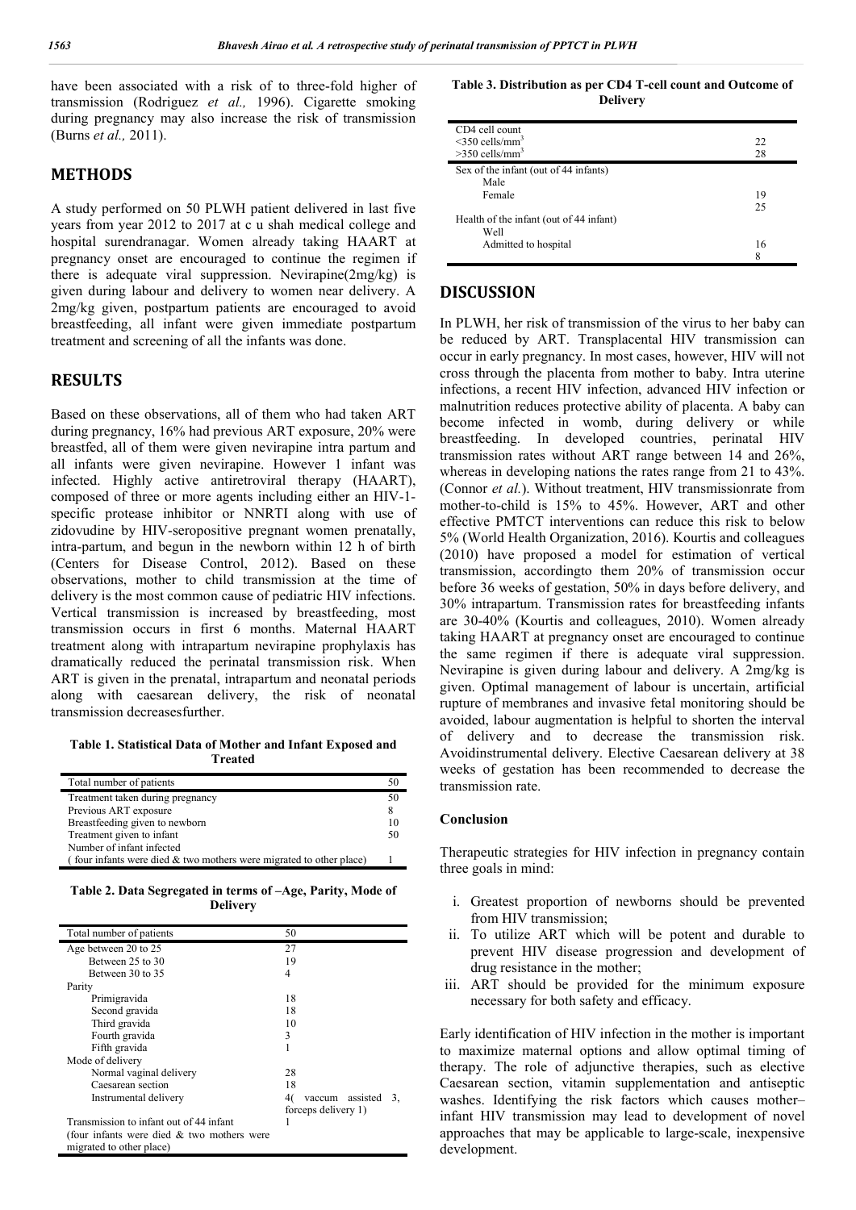have been associated with a risk of to three-fold higher of transmission (Rodriguez *et al.,* 1996). Cigarette smoking during pregnancy may also increase the risk of transmission (Burns *et al.,* 2011).

## METHODS

A study performed on 50 PLWH patient delivered in last five years from year 2012 to 2017 at c u shah medical college and hospital surendranagar. Women already taking HAART at pregnancy onset are encouraged to continue the regimen if there is adequate viral suppression. Nevirapine(2mg/kg) is given during labour and delivery to women near delivery. A 2mg/kg given, postpartum patients are encouraged to avoid breastfeeding, all infant were given immediate postpartum treatment and screening of all the infants was done.

## RESULTS

Based on these observations, all of them who had taken ART during pregnancy, 16% had previous ART exposure, 20% were breastfed, all of them were given nevirapine intra partum and all infants were given nevirapine. However 1 infant was infected. Highly active antiretroviral therapy (HAART), composed of three or more agents including either an HIV-1-specific protease inhibitor or NNRTI along with use of zidovudine by HIV-seropositive pregnant women prenatally, intra-partum, and begun in the newborn within 12 h of birth (Centers for Disease Control, 2012). Based on these observations, mother to child transmission at the time of delivery is the most common cause of pediatric HIV infections. Vertical transmission is increased by breastfeeding, most transmission occurs in first 6 months. Maternal HAART treatment along with intrapartum nevirapine prophylaxis has dramatically reduced the perinatal transmission risk. When ART is given in the prenatal, intrapartum and neonatal periods along with caesarean delivery, the risk of neonatal transmission decreasesfurther.

**Table 1. Statistical Data of Mother and Infant Exposed and Treated**

| Total number of patients | 50 |
|---|---|
| Treatment taken during pregnancy | 50 |
| Previous ART exposure | 8 |
| Breastfeeding given to newborn | 10 |
| Treatment given to infant | 50 |
| Number of infant infected<br>( four infants were died & two mothers were migrated to other place) | 1 |

**Table 2. Data Segregated in terms of –Age, Parity, Mode of Delivery**

| Total number of patients | 50 |
|---|---|
| Age between 20 to 25 | 27 |
| Between 25 to 30 | 19 |
| Between 30 to 35 | 4 |
| Parity | |
| Primigravida | 18 |
| Second gravida | 18 |
| Third gravida | 10 |
| Fourth gravida | 3 |
| Fifth gravida | 1 |
| Mode of delivery | |
| Normal vaginal delivery | 28 |
| Caesarean section | 18 |
| Instrumental delivery | 4( vaccum assisted 3, forceps delivery 1) |
| Transmission to infant out of 44 infant<br>(four infants were died & two mothers were migrated to other place) | 1 |

**Table 3. Distribution as per CD4 T-cell count and Outcome of Delivery**

| CD4 cell count | |
|---|---|
| <350 cells/mm$^3$ | 22 |
| >350 cells/mm$^3$ | 28 |
| Sex of the infant (out of 44 infants) | |
| Male | 19 |
| Female | 25 |
| Health of the infant (out of 44 infant) | |
| Well | 16 |
| Admitted to hospital | 8 |

## DISCUSSION

In PLWH, her risk of transmission of the virus to her baby can be reduced by ART. Transplacental HIV transmission can occur in early pregnancy. In most cases, however, HIV will not cross through the placenta from mother to baby. Intra uterine infections, a recent HIV infection, advanced HIV infection or malnutrition reduces protective ability of placenta. A baby can become infected in womb, during delivery or while breastfeeding. In developed countries, perinatal HIV transmission rates without ART range between 14 and 26%, whereas in developing nations the rates range from 21 to 43%. (Connor *et al.*). Without treatment, HIV transmissionrate from mother-to-child is 15% to 45%. However, ART and other effective PMTCT interventions can reduce this risk to below 5% (World Health Organization, 2016). Kourtis and colleagues (2010) have proposed a model for estimation of vertical transmission, accordingto them 20% of transmission occur before 36 weeks of gestation, 50% in days before delivery, and 30% intrapartum. Transmission rates for breastfeeding infants are 30-40% (Kourtis and colleagues, 2010). Women already taking HAART at pregnancy onset are encouraged to continue the same regimen if there is adequate viral suppression. Nevirapine is given during labour and delivery. A 2mg/kg is given. Optimal management of labour is uncertain, artificial rupture of membranes and invasive fetal monitoring should be avoided, labour augmentation is helpful to shorten the interval of delivery and to decrease the transmission risk. Avoidinstrumental delivery. Elective Caesarean delivery at 38 weeks of gestation has been recommended to decrease the transmission rate.

### Conclusion

Therapeutic strategies for HIV infection in pregnancy contain three goals in mind:

i. Greatest proportion of newborns should be prevented from HIV transmission;
ii. To utilize ART which will be potent and durable to prevent HIV disease progression and development of drug resistance in the mother;
iii. ART should be provided for the minimum exposure necessary for both safety and efficacy.

Early identification of HIV infection in the mother is important to maximize maternal options and allow optimal timing of therapy. The role of adjunctive therapies, such as elective Caesarean section, vitamin supplementation and antiseptic washes. Identifying the risk factors which causes mother–infant HIV transmission may lead to development of novel approaches that may be applicable to large-scale, inexpensive development.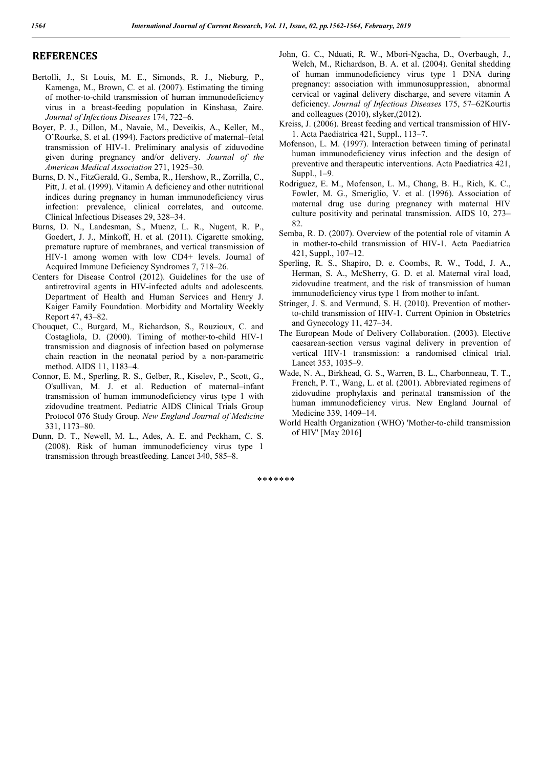## REFERENCES

Bertolli, J., St Louis, M. E., Simonds, R. J., Nieburg, P., Kamenga, M., Brown, C. et al. (2007). Estimating the timing of mother-to-child transmission of human immunodeficiency virus in a breast-feeding population in Kinshasa, Zaire. *Journal of Infectious Diseases* 174, 722–6.

Boyer, P. J., Dillon, M., Navaie, M., Deveikis, A., Keller, M., O'Rourke, S. et al. (1994). Factors predictive of maternal–fetal transmission of HIV-1. Preliminary analysis of ziduvodine given during pregnancy and/or delivery. *Journal of the American Medical Association* 271, 1925–30.

Burns, D. N., FitzGerald, G., Semba, R., Hershow, R., Zorrilla, C., Pitt, J. et al. (1999). Vitamin A deficiency and other nutritional indices during pregnancy in human immunodeficiency virus infection: prevalence, clinical correlates, and outcome. Clinical Infectious Diseases 29, 328–34.

Burns, D. N., Landesman, S., Muenz, L. R., Nugent, R. P., Goedert, J. J., Minkoff, H. et al. (2011). Cigarette smoking, premature rupture of membranes, and vertical transmission of HIV-1 among women with low CD4+ levels. Journal of Acquired Immune Deficiency Syndromes 7, 718–26.

Centers for Disease Control (2012). Guidelines for the use of antiretroviral agents in HIV-infected adults and adolescents. Department of Health and Human Services and Henry J. Kaiger Family Foundation. Morbidity and Mortality Weekly Report 47, 43–82.

Chouquet, C., Burgard, M., Richardson, S., Rouzioux, C. and Costagliola, D. (2000). Timing of mother-to-child HIV-1 transmission and diagnosis of infection based on polymerase chain reaction in the neonatal period by a non-parametric method. AIDS 11, 1183–4.

Connor, E. M., Sperling, R. S., Gelber, R., Kiselev, P., Scott, G., O'sullivan, M. J. et al. Reduction of maternal–infant transmission of human immunodeficiency virus type 1 with zidovudine treatment. Pediatric AIDS Clinical Trials Group Protocol 076 Study Group. *New England Journal of Medicine* 331, 1173–80.

Dunn, D. T., Newell, M. L., Ades, A. E. and Peckham, C. S. (2008). Risk of human immunodeficiency virus type 1 transmission through breastfeeding. Lancet 340, 585–8.

John, G. C., Nduati, R. W., Mbori-Ngacha, D., Overbaugh, J., Welch, M., Richardson, B. A. et al. (2004). Genital shedding of human immunodeficiency virus type 1 DNA during pregnancy: association with immunosuppression, abnormal cervical or vaginal delivery discharge, and severe vitamin A deficiency. *Journal of Infectious Diseases* 175, 57–62Kourtis and colleagues (2010), slyker,(2012).

Kreiss, J. (2006). Breast feeding and vertical transmission of HIV-1. Acta Paediatrica 421, Suppl., 113–7.

Mofenson, L. M. (1997). Interaction between timing of perinatal human immunodeficiency virus infection and the design of preventive and therapeutic interventions. Acta Paediatrica 421, Suppl., 1–9.

Rodriguez, E. M., Mofenson, L. M., Chang, B. H., Rich, K. C., Fowler, M. G., Smeriglio, V. et al. (1996). Association of maternal drug use during pregnancy with maternal HIV culture positivity and perinatal transmission. AIDS 10, 273–82.

Semba, R. D. (2007). Overview of the potential role of vitamin A in mother-to-child transmission of HIV-1. Acta Paediatrica 421, Suppl., 107–12.

Sperling, R. S., Shapiro, D. e. Coombs, R. W., Todd, J. A., Herman, S. A., McSherry, G. D. et al. Maternal viral load, zidovudine treatment, and the risk of transmission of human immunodeficiency virus type 1 from mother to infant.

Stringer, J. S. and Vermund, S. H. (2010). Prevention of mother-to-child transmission of HIV-1. Current Opinion in Obstetrics and Gynecology 11, 427–34.

The European Mode of Delivery Collaboration. (2003). Elective caesarean-section versus vaginal delivery in prevention of vertical HIV-1 transmission: a randomised clinical trial. Lancet 353, 1035–9.

Wade, N. A., Birkhead, G. S., Warren, B. L., Charbonneau, T. T., French, P. T., Wang, L. et al. (2001). Abbreviated regimens of zidovudine prophylaxis and perinatal transmission of the human immunodeficiency virus. New England Journal of Medicine 339, 1409–14.

World Health Organization (WHO) 'Mother-to-child transmission of HIV' [May 2016]

*******